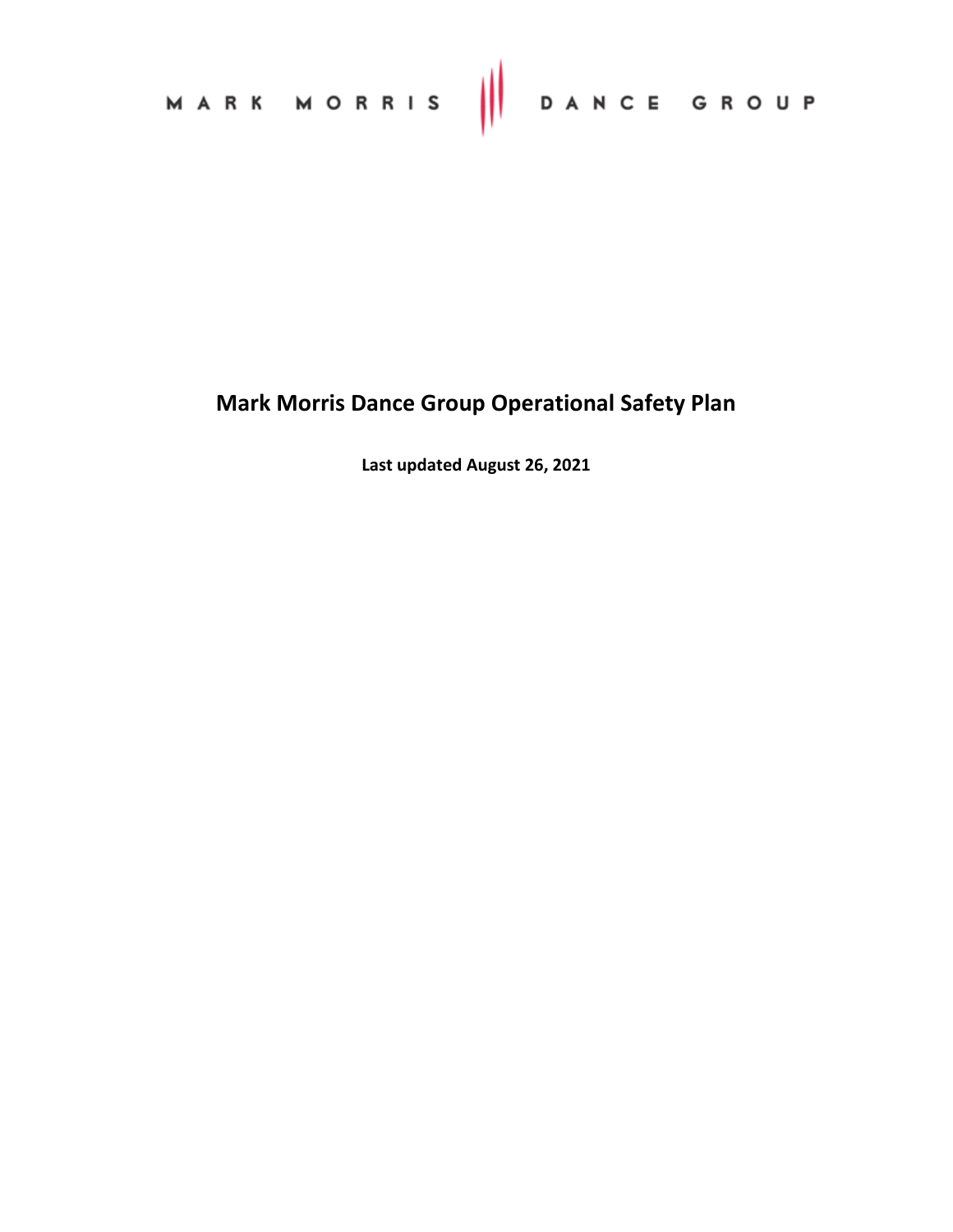MARK MORRIS DANCE GROUP

# Mark Morris Dance Group Operational Safety Plan

**Last updated August 26, 2021**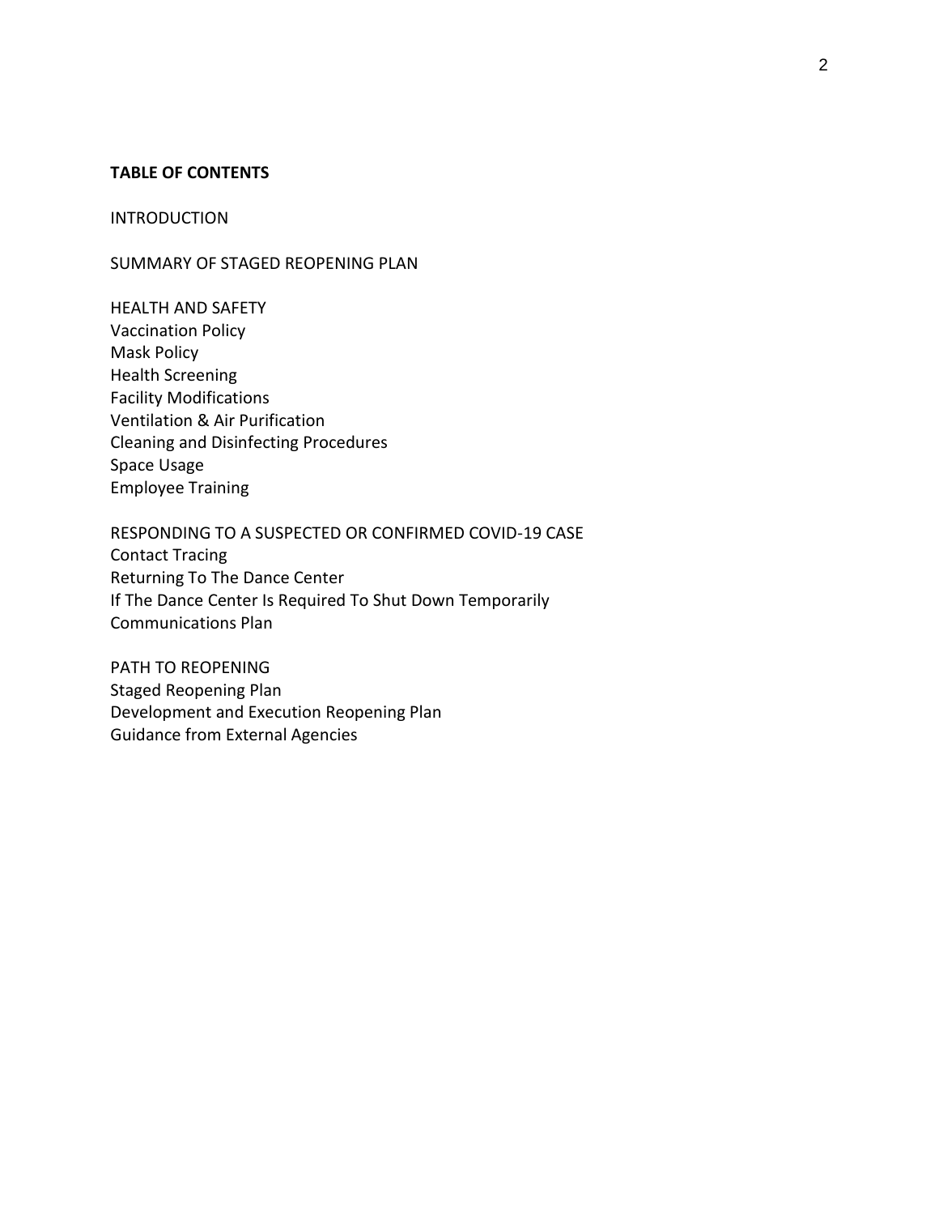**TABLE OF CONTENTS**

INTRODUCTION

SUMMARY OF STAGED REOPENING PLAN

HEALTH AND SAFETY
Vaccination Policy
Mask Policy
Health Screening
Facility Modifications
Ventilation & Air Purification
Cleaning and Disinfecting Procedures
Space Usage
Employee Training

RESPONDING TO A SUSPECTED OR CONFIRMED COVID-19 CASE
Contact Tracing
Returning To The Dance Center
If The Dance Center Is Required To Shut Down Temporarily
Communications Plan

PATH TO REOPENING
Staged Reopening Plan
Development and Execution Reopening Plan
Guidance from External Agencies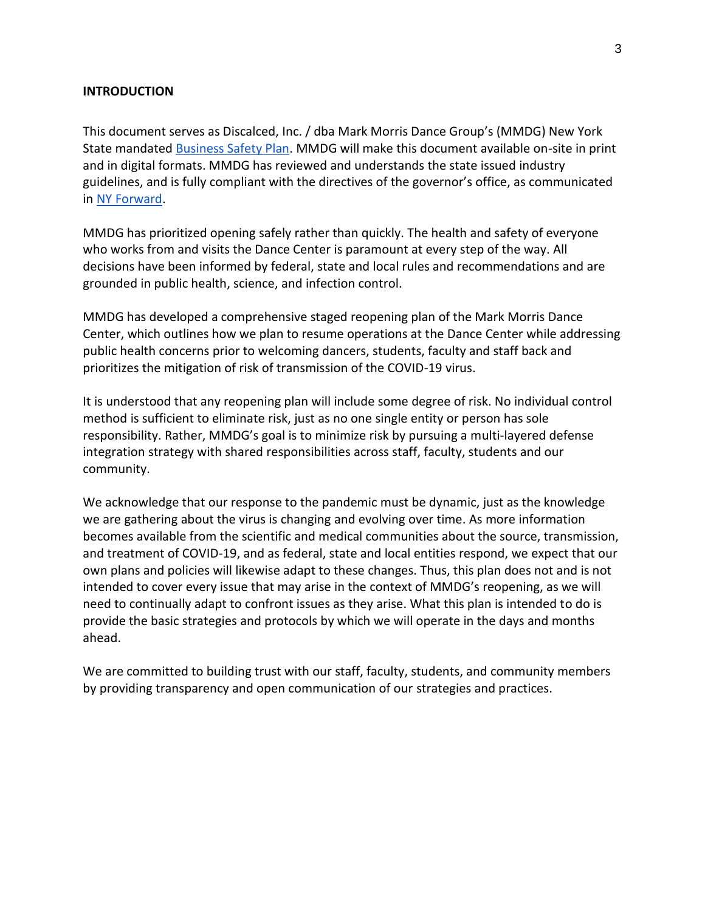## INTRODUCTION

This document serves as Discalced, Inc. / dba Mark Morris Dance Group's (MMDG) New York State mandated Business Safety Plan. MMDG will make this document available on-site in print and in digital formats. MMDG has reviewed and understands the state issued industry guidelines, and is fully compliant with the directives of the governor's office, as communicated in NY Forward.

MMDG has prioritized opening safely rather than quickly. The health and safety of everyone who works from and visits the Dance Center is paramount at every step of the way. All decisions have been informed by federal, state and local rules and recommendations and are grounded in public health, science, and infection control.

MMDG has developed a comprehensive staged reopening plan of the Mark Morris Dance Center, which outlines how we plan to resume operations at the Dance Center while addressing public health concerns prior to welcoming dancers, students, faculty and staff back and prioritizes the mitigation of risk of transmission of the COVID-19 virus.

It is understood that any reopening plan will include some degree of risk. No individual control method is sufficient to eliminate risk, just as no one single entity or person has sole responsibility. Rather, MMDG's goal is to minimize risk by pursuing a multi-layered defense integration strategy with shared responsibilities across staff, faculty, students and our community.

We acknowledge that our response to the pandemic must be dynamic, just as the knowledge we are gathering about the virus is changing and evolving over time. As more information becomes available from the scientific and medical communities about the source, transmission, and treatment of COVID-19, and as federal, state and local entities respond, we expect that our own plans and policies will likewise adapt to these changes. Thus, this plan does not and is not intended to cover every issue that may arise in the context of MMDG's reopening, as we will need to continually adapt to confront issues as they arise. What this plan is intended to do is provide the basic strategies and protocols by which we will operate in the days and months ahead.

We are committed to building trust with our staff, faculty, students, and community members by providing transparency and open communication of our strategies and practices.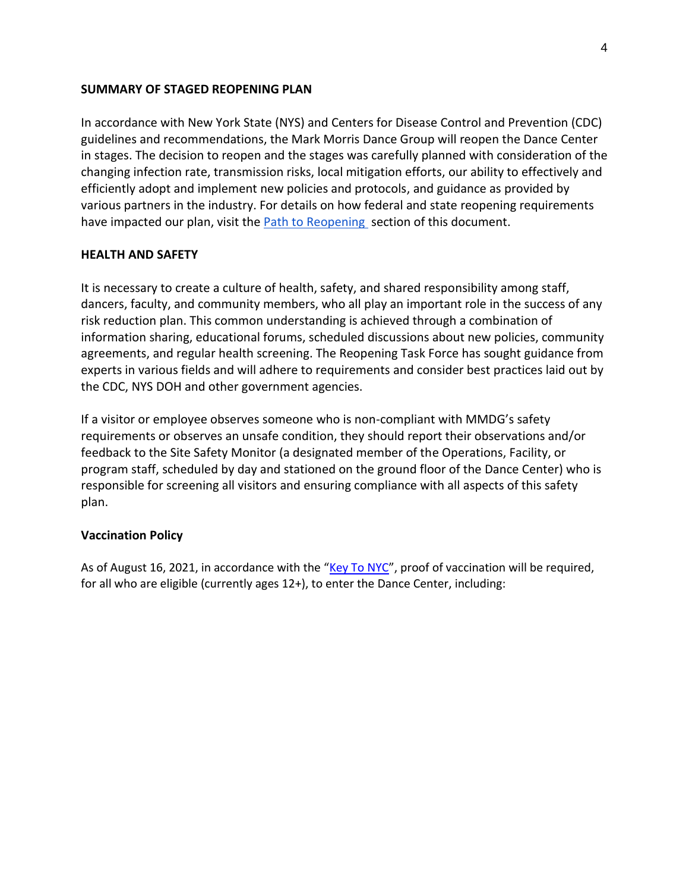## SUMMARY OF STAGED REOPENING PLAN

In accordance with New York State (NYS) and Centers for Disease Control and Prevention (CDC) guidelines and recommendations, the Mark Morris Dance Group will reopen the Dance Center in stages. The decision to reopen and the stages was carefully planned with consideration of the changing infection rate, transmission risks, local mitigation efforts, our ability to effectively and efficiently adopt and implement new policies and protocols, and guidance as provided by various partners in the industry. For details on how federal and state reopening requirements have impacted our plan, visit the Path to Reopening section of this document.

## HEALTH AND SAFETY

It is necessary to create a culture of health, safety, and shared responsibility among staff, dancers, faculty, and community members, who all play an important role in the success of any risk reduction plan. This common understanding is achieved through a combination of information sharing, educational forums, scheduled discussions about new policies, community agreements, and regular health screening. The Reopening Task Force has sought guidance from experts in various fields and will adhere to requirements and consider best practices laid out by the CDC, NYS DOH and other government agencies.

If a visitor or employee observes someone who is non-compliant with MMDG's safety requirements or observes an unsafe condition, they should report their observations and/or feedback to the Site Safety Monitor (a designated member of the Operations, Facility, or program staff, scheduled by day and stationed on the ground floor of the Dance Center) who is responsible for screening all visitors and ensuring compliance with all aspects of this safety plan.

### Vaccination Policy

As of August 16, 2021, in accordance with the "Key To NYC", proof of vaccination will be required, for all who are eligible (currently ages 12+), to enter the Dance Center, including: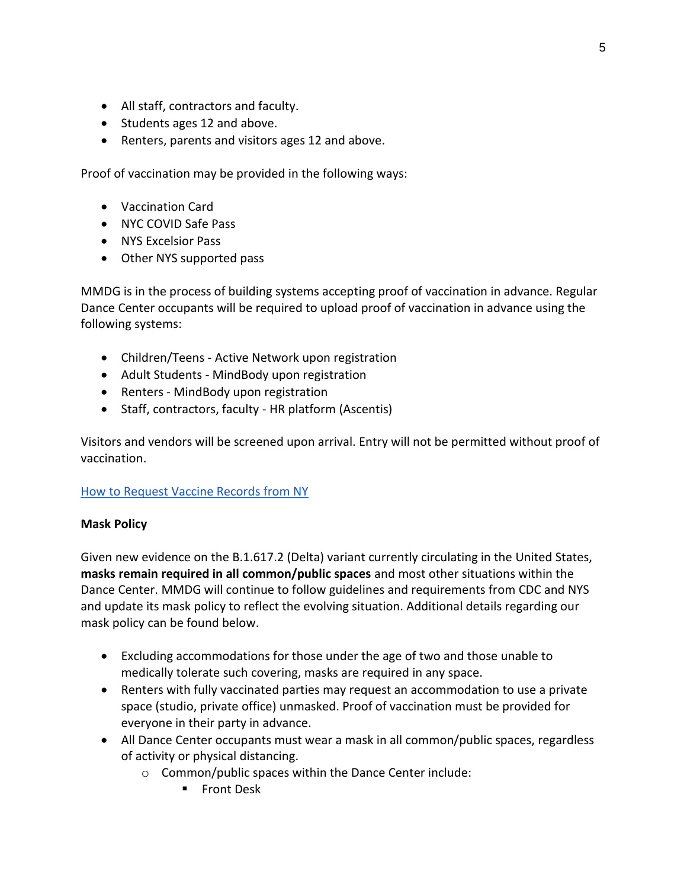- All staff, contractors and faculty.
- Students ages 12 and above.
- Renters, parents and visitors ages 12 and above.

Proof of vaccination may be provided in the following ways:

- Vaccination Card
- NYC COVID Safe Pass
- NYS Excelsior Pass
- Other NYS supported pass

MMDG is in the process of building systems accepting proof of vaccination in advance. Regular Dance Center occupants will be required to upload proof of vaccination in advance using the following systems:

- Children/Teens - Active Network upon registration
- Adult Students - MindBody upon registration
- Renters - MindBody upon registration
- Staff, contractors, faculty - HR platform (Ascentis)

Visitors and vendors will be screened upon arrival. Entry will not be permitted without proof of vaccination.

How to Request Vaccine Records from NY

**Mask Policy**

Given new evidence on the B.1.617.2 (Delta) variant currently circulating in the United States, **masks remain required in all common/public spaces** and most other situations within the Dance Center. MMDG will continue to follow guidelines and requirements from CDC and NYS and update its mask policy to reflect the evolving situation. Additional details regarding our mask policy can be found below.

- Excluding accommodations for those under the age of two and those unable to medically tolerate such covering, masks are required in any space.
- Renters with fully vaccinated parties may request an accommodation to use a private space (studio, private office) unmasked. Proof of vaccination must be provided for everyone in their party in advance.
- All Dance Center occupants must wear a mask in all common/public spaces, regardless of activity or physical distancing.
  - Common/public spaces within the Dance Center include:
    - Front Desk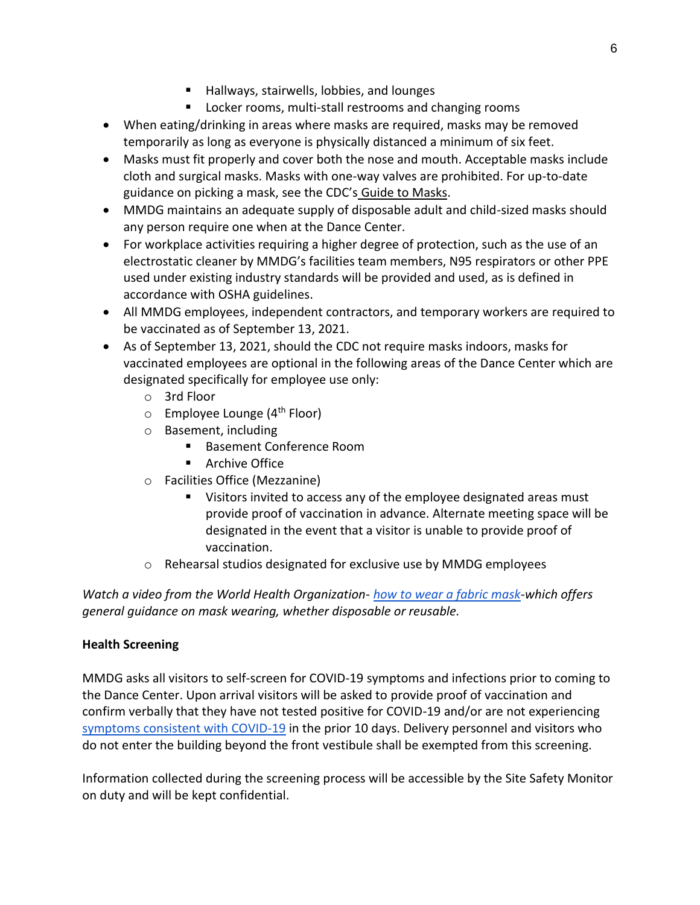- Hallways, stairwells, lobbies, and lounges
        - Locker rooms, multi-stall restrooms and changing rooms
- When eating/drinking in areas where masks are required, masks may be removed temporarily as long as everyone is physically distanced a minimum of six feet.
- Masks must fit properly and cover both the nose and mouth. Acceptable masks include cloth and surgical masks. Masks with one-way valves are prohibited. For up-to-date guidance on picking a mask, see the CDC's Guide to Masks.
- MMDG maintains an adequate supply of disposable adult and child-sized masks should any person require one when at the Dance Center.
- For workplace activities requiring a higher degree of protection, such as the use of an electrostatic cleaner by MMDG's facilities team members, N95 respirators or other PPE used under existing industry standards will be provided and used, as is defined in accordance with OSHA guidelines.
- All MMDG employees, independent contractors, and temporary workers are required to be vaccinated as of September 13, 2021.
- As of September 13, 2021, should the CDC not require masks indoors, masks for vaccinated employees are optional in the following areas of the Dance Center which are designated specifically for employee use only:
    - 3rd Floor
    - Employee Lounge (4th Floor)
    - Basement, including
        - Basement Conference Room
        - Archive Office
    - Facilities Office (Mezzanine)
        - Visitors invited to access any of the employee designated areas must provide proof of vaccination in advance. Alternate meeting space will be designated in the event that a visitor is unable to provide proof of vaccination.
    - Rehearsal studios designated for exclusive use by MMDG employees

*Watch a video from the World Health Organization- how to wear a fabric mask-which offers general guidance on mask wearing, whether disposable or reusable.*

**Health Screening**

MMDG asks all visitors to self-screen for COVID-19 symptoms and infections prior to coming to the Dance Center. Upon arrival visitors will be asked to provide proof of vaccination and confirm verbally that they have not tested positive for COVID-19 and/or are not experiencing symptoms consistent with COVID-19 in the prior 10 days. Delivery personnel and visitors who do not enter the building beyond the front vestibule shall be exempted from this screening.

Information collected during the screening process will be accessible by the Site Safety Monitor on duty and will be kept confidential.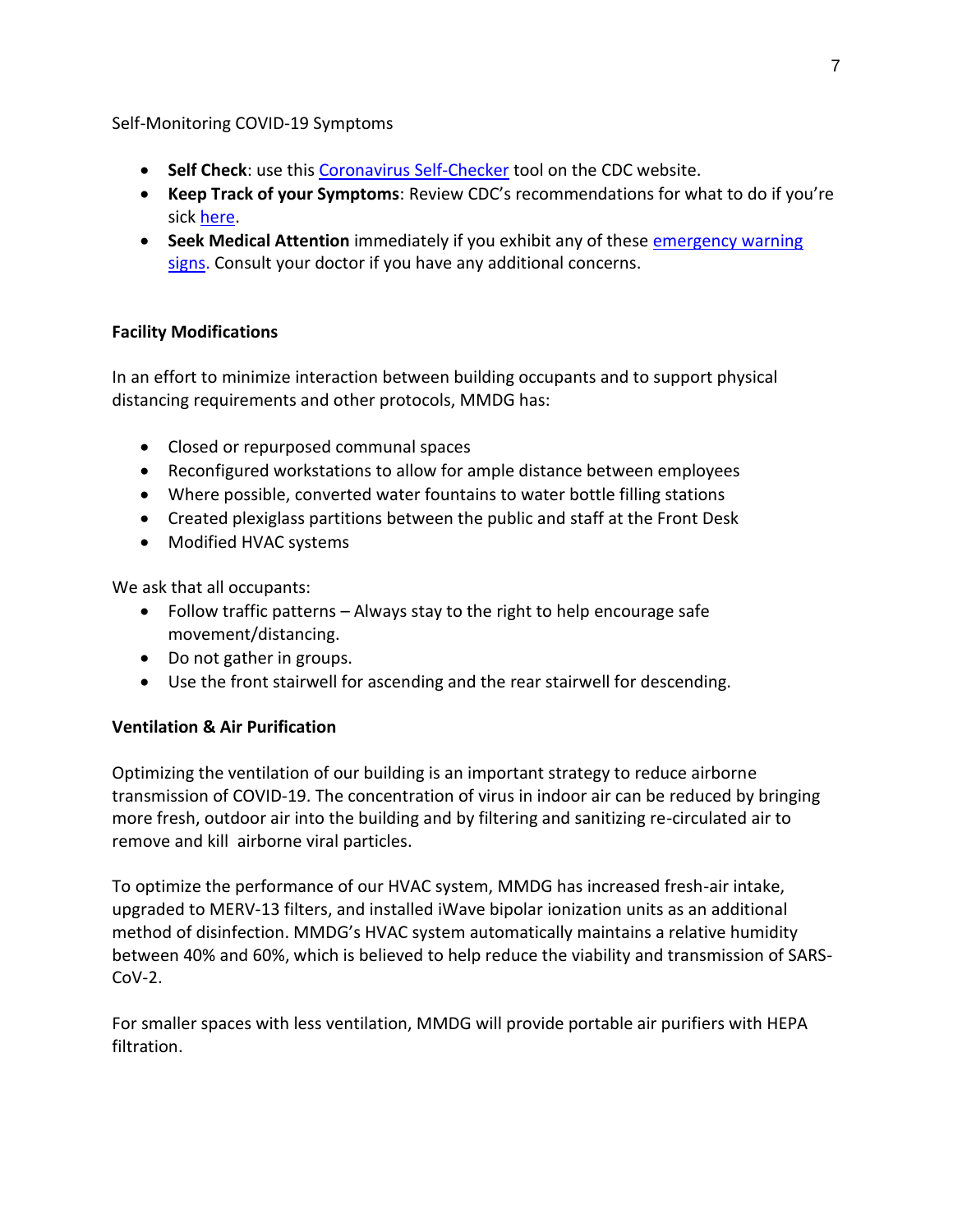Self-Monitoring COVID-19 Symptoms

- **Self Check**: use this Coronavirus Self-Checker tool on the CDC website.
- **Keep Track of your Symptoms**: Review CDC's recommendations for what to do if you're sick here.
- **Seek Medical Attention** immediately if you exhibit any of these emergency warning signs. Consult your doctor if you have any additional concerns.

**Facility Modifications**

In an effort to minimize interaction between building occupants and to support physical distancing requirements and other protocols, MMDG has:

- Closed or repurposed communal spaces
- Reconfigured workstations to allow for ample distance between employees
- Where possible, converted water fountains to water bottle filling stations
- Created plexiglass partitions between the public and staff at the Front Desk
- Modified HVAC systems

We ask that all occupants:

- Follow traffic patterns – Always stay to the right to help encourage safe movement/distancing.
- Do not gather in groups.
- Use the front stairwell for ascending and the rear stairwell for descending.

**Ventilation & Air Purification**

Optimizing the ventilation of our building is an important strategy to reduce airborne transmission of COVID-19. The concentration of virus in indoor air can be reduced by bringing more fresh, outdoor air into the building and by filtering and sanitizing re-circulated air to remove and kill airborne viral particles.

To optimize the performance of our HVAC system, MMDG has increased fresh-air intake, upgraded to MERV-13 filters, and installed iWave bipolar ionization units as an additional method of disinfection. MMDG's HVAC system automatically maintains a relative humidity between 40% and 60%, which is believed to help reduce the viability and transmission of SARS-CoV-2.

For smaller spaces with less ventilation, MMDG will provide portable air purifiers with HEPA filtration.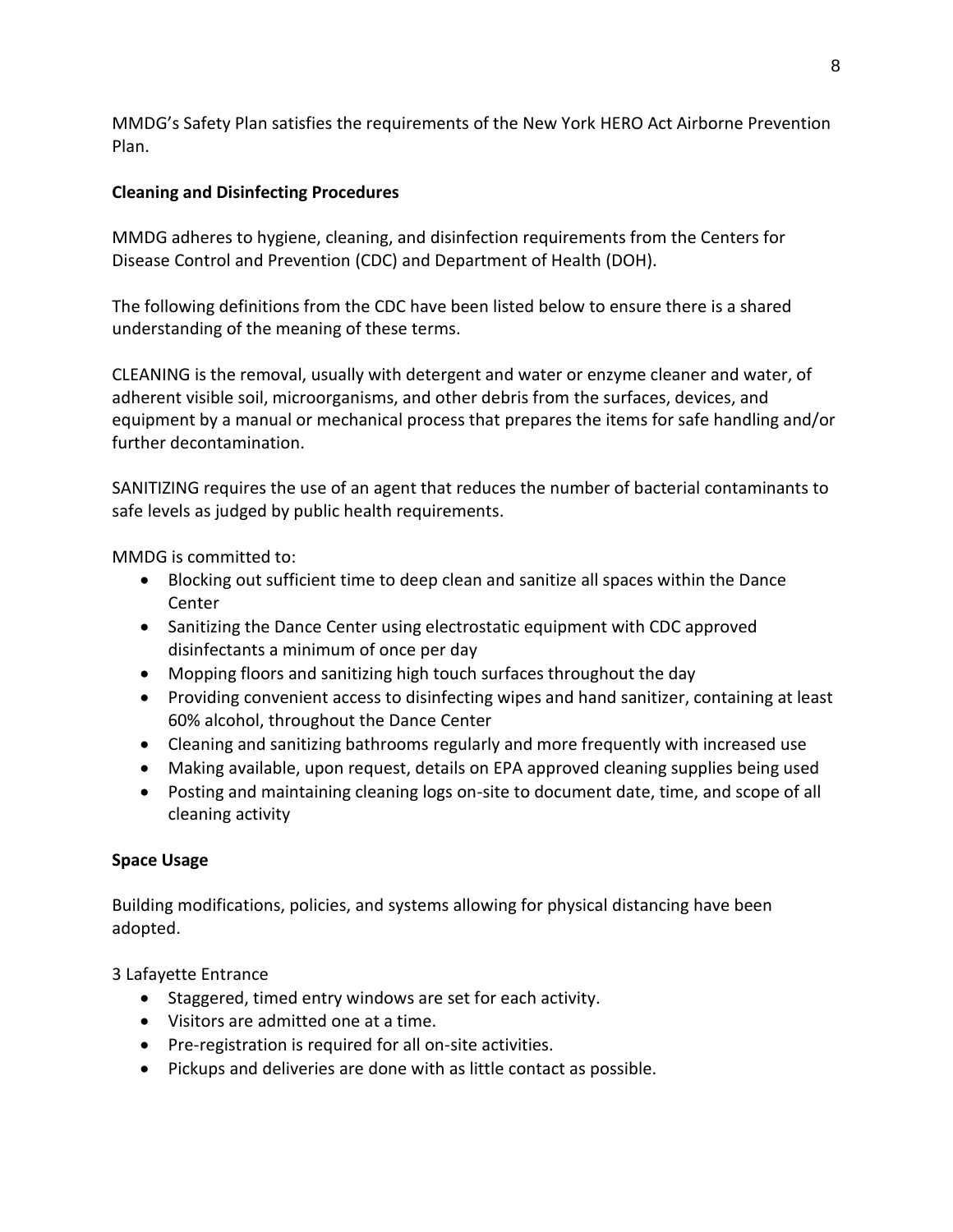MMDG's Safety Plan satisfies the requirements of the New York HERO Act Airborne Prevention Plan.

**Cleaning and Disinfecting Procedures**

MMDG adheres to hygiene, cleaning, and disinfection requirements from the Centers for Disease Control and Prevention (CDC) and Department of Health (DOH).

The following definitions from the CDC have been listed below to ensure there is a shared understanding of the meaning of these terms.

CLEANING is the removal, usually with detergent and water or enzyme cleaner and water, of adherent visible soil, microorganisms, and other debris from the surfaces, devices, and equipment by a manual or mechanical process that prepares the items for safe handling and/or further decontamination.

SANITIZING requires the use of an agent that reduces the number of bacterial contaminants to safe levels as judged by public health requirements.

MMDG is committed to:

- Blocking out sufficient time to deep clean and sanitize all spaces within the Dance Center
- Sanitizing the Dance Center using electrostatic equipment with CDC approved disinfectants a minimum of once per day
- Mopping floors and sanitizing high touch surfaces throughout the day
- Providing convenient access to disinfecting wipes and hand sanitizer, containing at least 60% alcohol, throughout the Dance Center
- Cleaning and sanitizing bathrooms regularly and more frequently with increased use
- Making available, upon request, details on EPA approved cleaning supplies being used
- Posting and maintaining cleaning logs on-site to document date, time, and scope of all cleaning activity

**Space Usage**

Building modifications, policies, and systems allowing for physical distancing have been adopted.

3 Lafayette Entrance

- Staggered, timed entry windows are set for each activity.
- Visitors are admitted one at a time.
- Pre-registration is required for all on-site activities.
- Pickups and deliveries are done with as little contact as possible.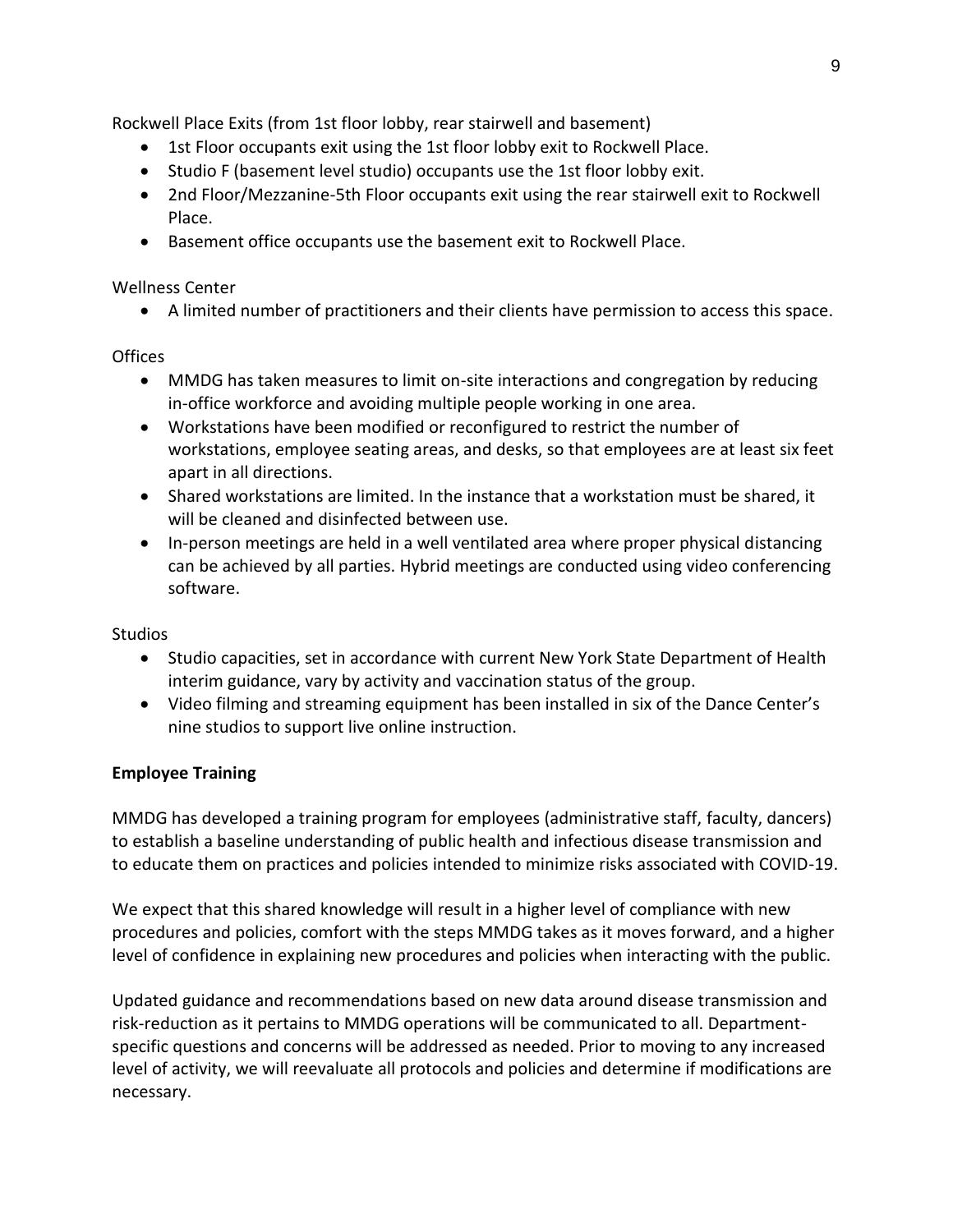Rockwell Place Exits (from 1st floor lobby, rear stairwell and basement)

- 1st Floor occupants exit using the 1st floor lobby exit to Rockwell Place.
- Studio F (basement level studio) occupants use the 1st floor lobby exit.
- 2nd Floor/Mezzanine-5th Floor occupants exit using the rear stairwell exit to Rockwell Place.
- Basement office occupants use the basement exit to Rockwell Place.

Wellness Center

- A limited number of practitioners and their clients have permission to access this space.

Offices

- MMDG has taken measures to limit on-site interactions and congregation by reducing in-office workforce and avoiding multiple people working in one area.
- Workstations have been modified or reconfigured to restrict the number of workstations, employee seating areas, and desks, so that employees are at least six feet apart in all directions.
- Shared workstations are limited. In the instance that a workstation must be shared, it will be cleaned and disinfected between use.
- In-person meetings are held in a well ventilated area where proper physical distancing can be achieved by all parties. Hybrid meetings are conducted using video conferencing software.

Studios

- Studio capacities, set in accordance with current New York State Department of Health interim guidance, vary by activity and vaccination status of the group.
- Video filming and streaming equipment has been installed in six of the Dance Center's nine studios to support live online instruction.

**Employee Training**

MMDG has developed a training program for employees (administrative staff, faculty, dancers) to establish a baseline understanding of public health and infectious disease transmission and to educate them on practices and policies intended to minimize risks associated with COVID-19.

We expect that this shared knowledge will result in a higher level of compliance with new procedures and policies, comfort with the steps MMDG takes as it moves forward, and a higher level of confidence in explaining new procedures and policies when interacting with the public.

Updated guidance and recommendations based on new data around disease transmission and risk-reduction as it pertains to MMDG operations will be communicated to all. Department-specific questions and concerns will be addressed as needed. Prior to moving to any increased level of activity, we will reevaluate all protocols and policies and determine if modifications are necessary.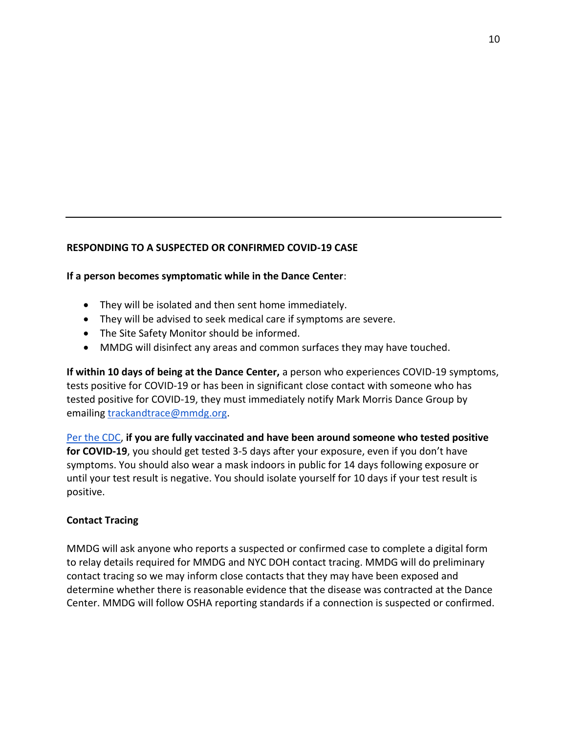---

**RESPONDING TO A SUSPECTED OR CONFIRMED COVID-19 CASE**

**If a person becomes symptomatic while in the Dance Center**:

- They will be isolated and then sent home immediately.
- They will be advised to seek medical care if symptoms are severe.
- The Site Safety Monitor should be informed.
- MMDG will disinfect any areas and common surfaces they may have touched.

**If within 10 days of being at the Dance Center,** a person who experiences COVID-19 symptoms, tests positive for COVID-19 or has been in significant close contact with someone who has tested positive for COVID-19, they must immediately notify Mark Morris Dance Group by emailing trackandtrace@mmdg.org.

Per the CDC, **if you are fully vaccinated and have been around someone who tested positive for COVID-19**, you should get tested 3-5 days after your exposure, even if you don't have symptoms. You should also wear a mask indoors in public for 14 days following exposure or until your test result is negative. You should isolate yourself for 10 days if your test result is positive.

**Contact Tracing**

MMDG will ask anyone who reports a suspected or confirmed case to complete a digital form to relay details required for MMDG and NYC DOH contact tracing. MMDG will do preliminary contact tracing so we may inform close contacts that they may have been exposed and determine whether there is reasonable evidence that the disease was contracted at the Dance Center. MMDG will follow OSHA reporting standards if a connection is suspected or confirmed.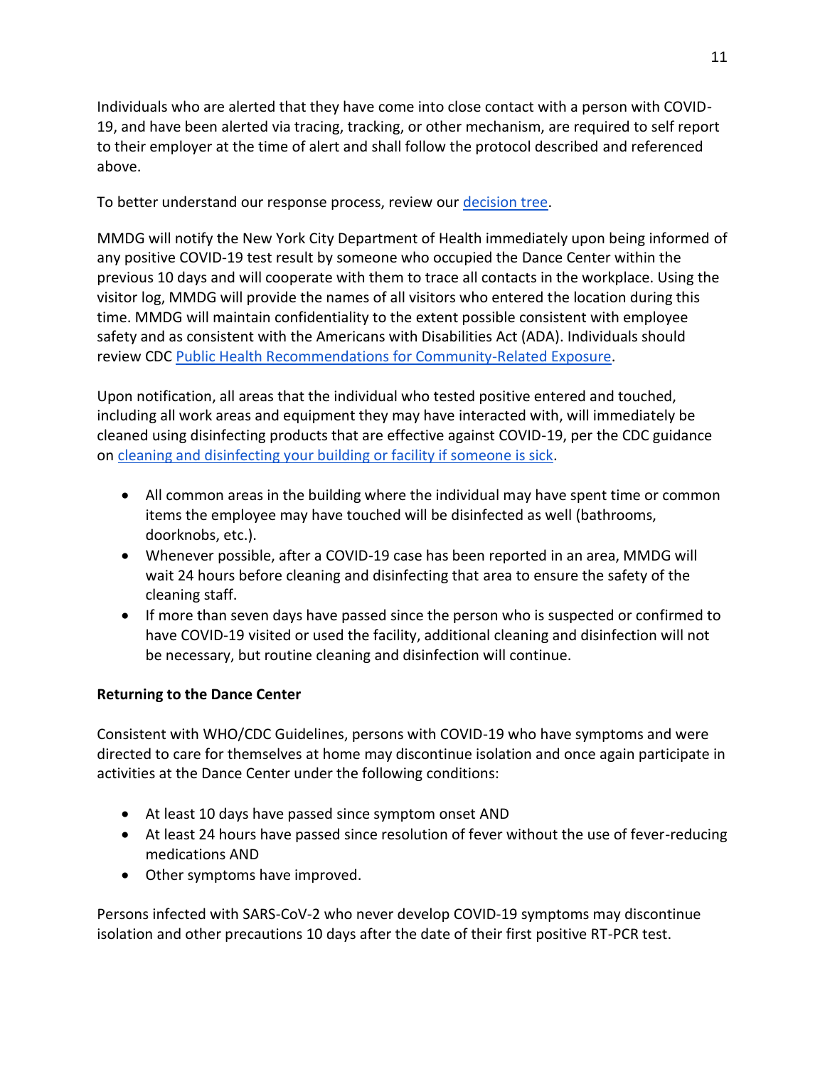Individuals who are alerted that they have come into close contact with a person with COVID-19, and have been alerted via tracing, tracking, or other mechanism, are required to self report to their employer at the time of alert and shall follow the protocol described and referenced above.

To better understand our response process, review our decision tree.

MMDG will notify the New York City Department of Health immediately upon being informed of any positive COVID-19 test result by someone who occupied the Dance Center within the previous 10 days and will cooperate with them to trace all contacts in the workplace. Using the visitor log, MMDG will provide the names of all visitors who entered the location during this time. MMDG will maintain confidentiality to the extent possible consistent with employee safety and as consistent with the Americans with Disabilities Act (ADA). Individuals should review CDC Public Health Recommendations for Community-Related Exposure.

Upon notification, all areas that the individual who tested positive entered and touched, including all work areas and equipment they may have interacted with, will immediately be cleaned using disinfecting products that are effective against COVID-19, per the CDC guidance on cleaning and disinfecting your building or facility if someone is sick.

- All common areas in the building where the individual may have spent time or common items the employee may have touched will be disinfected as well (bathrooms, doorknobs, etc.).
- Whenever possible, after a COVID-19 case has been reported in an area, MMDG will wait 24 hours before cleaning and disinfecting that area to ensure the safety of the cleaning staff.
- If more than seven days have passed since the person who is suspected or confirmed to have COVID-19 visited or used the facility, additional cleaning and disinfection will not be necessary, but routine cleaning and disinfection will continue.

**Returning to the Dance Center**

Consistent with WHO/CDC Guidelines, persons with COVID-19 who have symptoms and were directed to care for themselves at home may discontinue isolation and once again participate in activities at the Dance Center under the following conditions:

- At least 10 days have passed since symptom onset AND
- At least 24 hours have passed since resolution of fever without the use of fever-reducing medications AND
- Other symptoms have improved.

Persons infected with SARS-CoV-2 who never develop COVID-19 symptoms may discontinue isolation and other precautions 10 days after the date of their first positive RT-PCR test.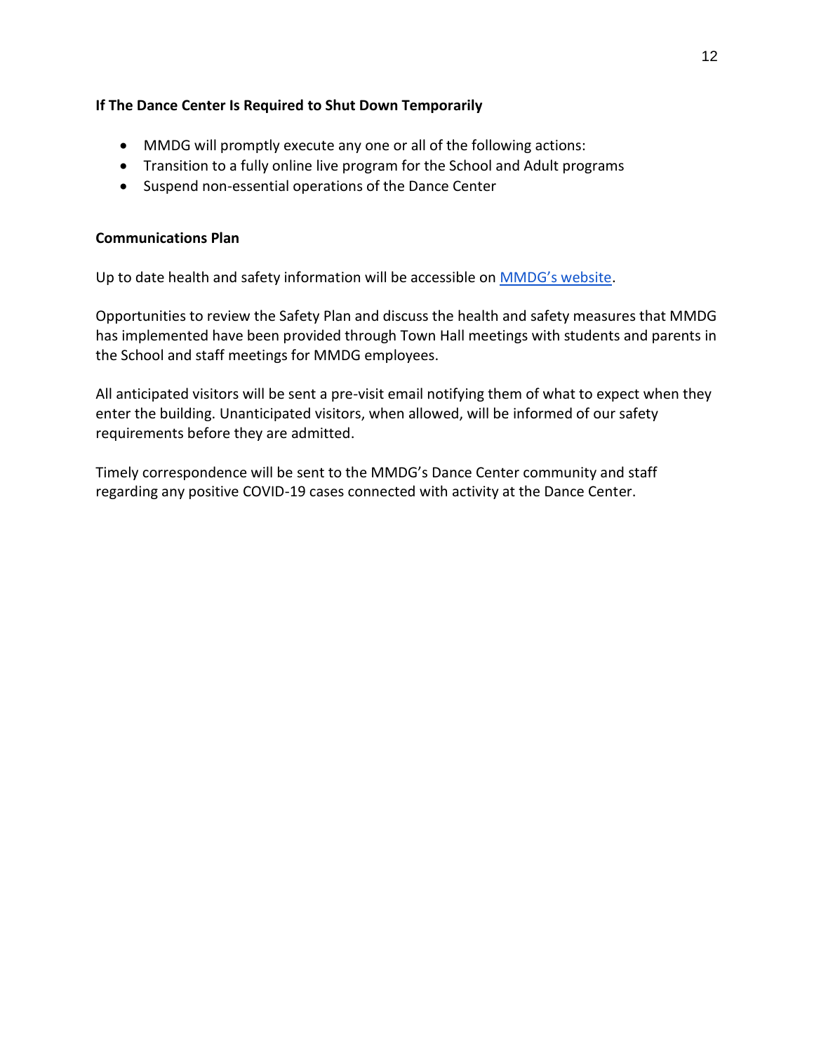**If The Dance Center Is Required to Shut Down Temporarily**

- MMDG will promptly execute any one or all of the following actions:
- Transition to a fully online live program for the School and Adult programs
- Suspend non-essential operations of the Dance Center

**Communications Plan**

Up to date health and safety information will be accessible on MMDG's website.

Opportunities to review the Safety Plan and discuss the health and safety measures that MMDG has implemented have been provided through Town Hall meetings with students and parents in the School and staff meetings for MMDG employees.

All anticipated visitors will be sent a pre-visit email notifying them of what to expect when they enter the building. Unanticipated visitors, when allowed, will be informed of our safety requirements before they are admitted.

Timely correspondence will be sent to the MMDG's Dance Center community and staff regarding any positive COVID-19 cases connected with activity at the Dance Center.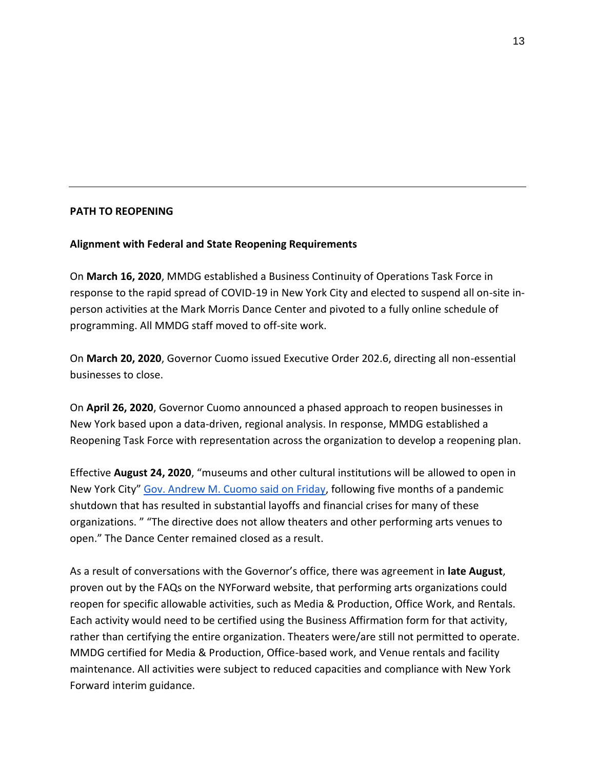---

**PATH TO REOPENING**

**Alignment with Federal and State Reopening Requirements**

On **March 16, 2020**, MMDG established a Business Continuity of Operations Task Force in response to the rapid spread of COVID-19 in New York City and elected to suspend all on-site in-person activities at the Mark Morris Dance Center and pivoted to a fully online schedule of programming. All MMDG staff moved to off-site work.

On **March 20, 2020**, Governor Cuomo issued Executive Order 202.6, directing all non-essential businesses to close.

On **April 26, 2020**, Governor Cuomo announced a phased approach to reopen businesses in New York based upon a data-driven, regional analysis. In response, MMDG established a Reopening Task Force with representation across the organization to develop a reopening plan.

Effective **August 24, 2020**, "museums and other cultural institutions will be allowed to open in New York City" Gov. Andrew M. Cuomo said on Friday, following five months of a pandemic shutdown that has resulted in substantial layoffs and financial crises for many of these organizations. " "The directive does not allow theaters and other performing arts venues to open." The Dance Center remained closed as a result.

As a result of conversations with the Governor's office, there was agreement in **late August**, proven out by the FAQs on the NYForward website, that performing arts organizations could reopen for specific allowable activities, such as Media & Production, Office Work, and Rentals. Each activity would need to be certified using the Business Affirmation form for that activity, rather than certifying the entire organization. Theaters were/are still not permitted to operate. MMDG certified for Media & Production, Office-based work, and Venue rentals and facility maintenance. All activities were subject to reduced capacities and compliance with New York Forward interim guidance.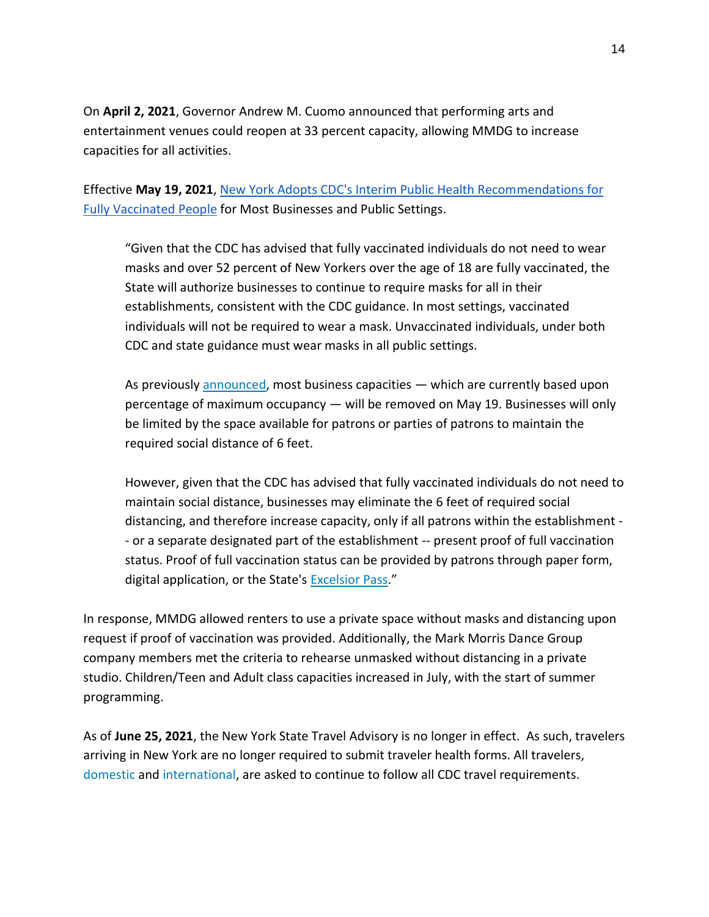On **April 2, 2021**, Governor Andrew M. Cuomo announced that performing arts and entertainment venues could reopen at 33 percent capacity, allowing MMDG to increase capacities for all activities.

Effective **May 19, 2021**, New York Adopts CDC's Interim Public Health Recommendations for Fully Vaccinated People for Most Businesses and Public Settings.

> "Given that the CDC has advised that fully vaccinated individuals do not need to wear masks and over 52 percent of New Yorkers over the age of 18 are fully vaccinated, the State will authorize businesses to continue to require masks for all in their establishments, consistent with the CDC guidance. In most settings, vaccinated individuals will not be required to wear a mask. Unvaccinated individuals, under both CDC and state guidance must wear masks in all public settings.
>
> As previously announced, most business capacities — which are currently based upon percentage of maximum occupancy — will be removed on May 19. Businesses will only be limited by the space available for patrons or parties of patrons to maintain the required social distance of 6 feet.
>
> However, given that the CDC has advised that fully vaccinated individuals do not need to maintain social distance, businesses may eliminate the 6 feet of required social distancing, and therefore increase capacity, only if all patrons within the establishment -- or a separate designated part of the establishment -- present proof of full vaccination status. Proof of full vaccination status can be provided by patrons through paper form, digital application, or the State's Excelsior Pass."

In response, MMDG allowed renters to use a private space without masks and distancing upon request if proof of vaccination was provided. Additionally, the Mark Morris Dance Group company members met the criteria to rehearse unmasked without distancing in a private studio. Children/Teen and Adult class capacities increased in July, with the start of summer programming.

As of **June 25, 2021**, the New York State Travel Advisory is no longer in effect. As such, travelers arriving in New York are no longer required to submit traveler health forms. All travelers, domestic and international, are asked to continue to follow all CDC travel requirements.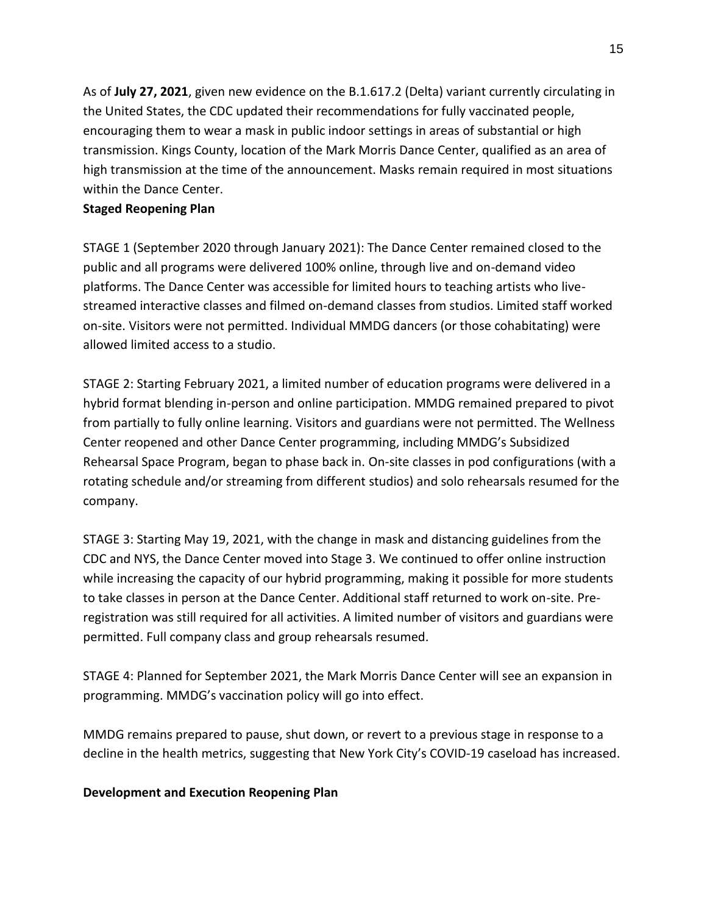As of **July 27, 2021**, given new evidence on the B.1.617.2 (Delta) variant currently circulating in the United States, the CDC updated their recommendations for fully vaccinated people, encouraging them to wear a mask in public indoor settings in areas of substantial or high transmission. Kings County, location of the Mark Morris Dance Center, qualified as an area of high transmission at the time of the announcement. Masks remain required in most situations within the Dance Center.

**Staged Reopening Plan**

STAGE 1 (September 2020 through January 2021): The Dance Center remained closed to the public and all programs were delivered 100% online, through live and on-demand video platforms. The Dance Center was accessible for limited hours to teaching artists who live-streamed interactive classes and filmed on-demand classes from studios. Limited staff worked on-site. Visitors were not permitted. Individual MMDG dancers (or those cohabitating) were allowed limited access to a studio.

STAGE 2: Starting February 2021, a limited number of education programs were delivered in a hybrid format blending in-person and online participation. MMDG remained prepared to pivot from partially to fully online learning. Visitors and guardians were not permitted. The Wellness Center reopened and other Dance Center programming, including MMDG's Subsidized Rehearsal Space Program, began to phase back in. On-site classes in pod configurations (with a rotating schedule and/or streaming from different studios) and solo rehearsals resumed for the company.

STAGE 3: Starting May 19, 2021, with the change in mask and distancing guidelines from the CDC and NYS, the Dance Center moved into Stage 3. We continued to offer online instruction while increasing the capacity of our hybrid programming, making it possible for more students to take classes in person at the Dance Center. Additional staff returned to work on-site. Pre-registration was still required for all activities. A limited number of visitors and guardians were permitted. Full company class and group rehearsals resumed.

STAGE 4: Planned for September 2021, the Mark Morris Dance Center will see an expansion in programming. MMDG's vaccination policy will go into effect.

MMDG remains prepared to pause, shut down, or revert to a previous stage in response to a decline in the health metrics, suggesting that New York City's COVID-19 caseload has increased.

**Development and Execution Reopening Plan**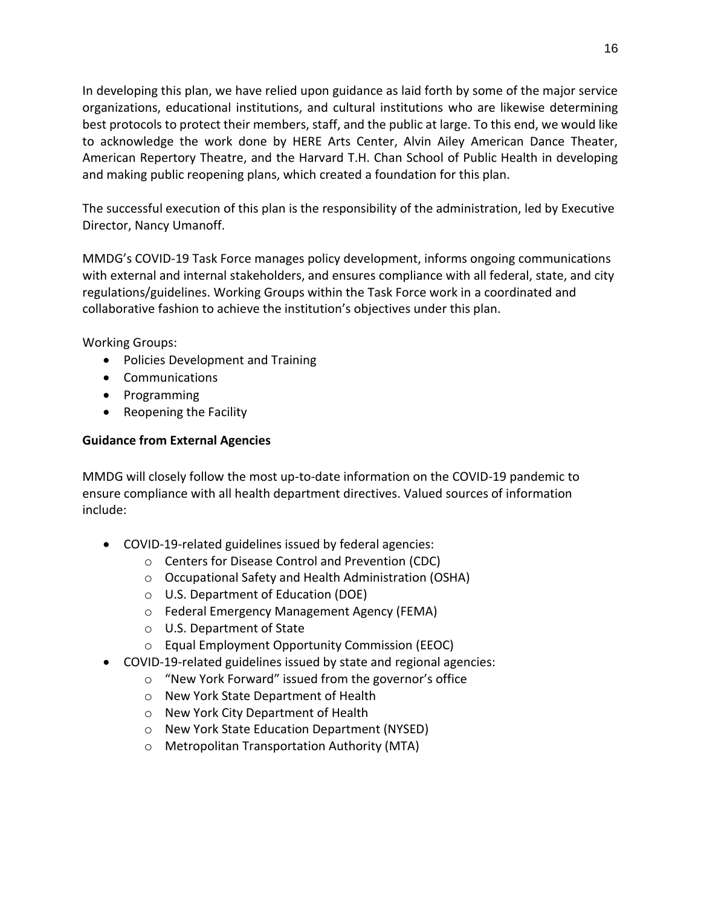In developing this plan, we have relied upon guidance as laid forth by some of the major service organizations, educational institutions, and cultural institutions who are likewise determining best protocols to protect their members, staff, and the public at large. To this end, we would like to acknowledge the work done by HERE Arts Center, Alvin Ailey American Dance Theater, American Repertory Theatre, and the Harvard T.H. Chan School of Public Health in developing and making public reopening plans, which created a foundation for this plan.

The successful execution of this plan is the responsibility of the administration, led by Executive Director, Nancy Umanoff.

MMDG's COVID-19 Task Force manages policy development, informs ongoing communications with external and internal stakeholders, and ensures compliance with all federal, state, and city regulations/guidelines. Working Groups within the Task Force work in a coordinated and collaborative fashion to achieve the institution's objectives under this plan.

Working Groups:

- Policies Development and Training
- Communications
- Programming
- Reopening the Facility

**Guidance from External Agencies**

MMDG will closely follow the most up-to-date information on the COVID-19 pandemic to ensure compliance with all health department directives. Valued sources of information include:

- COVID-19-related guidelines issued by federal agencies:
  - Centers for Disease Control and Prevention (CDC)
  - Occupational Safety and Health Administration (OSHA)
  - U.S. Department of Education (DOE)
  - Federal Emergency Management Agency (FEMA)
  - U.S. Department of State
  - Equal Employment Opportunity Commission (EEOC)
- COVID-19-related guidelines issued by state and regional agencies:
  - "New York Forward" issued from the governor's office
  - New York State Department of Health
  - New York City Department of Health
  - New York State Education Department (NYSED)
  - Metropolitan Transportation Authority (MTA)